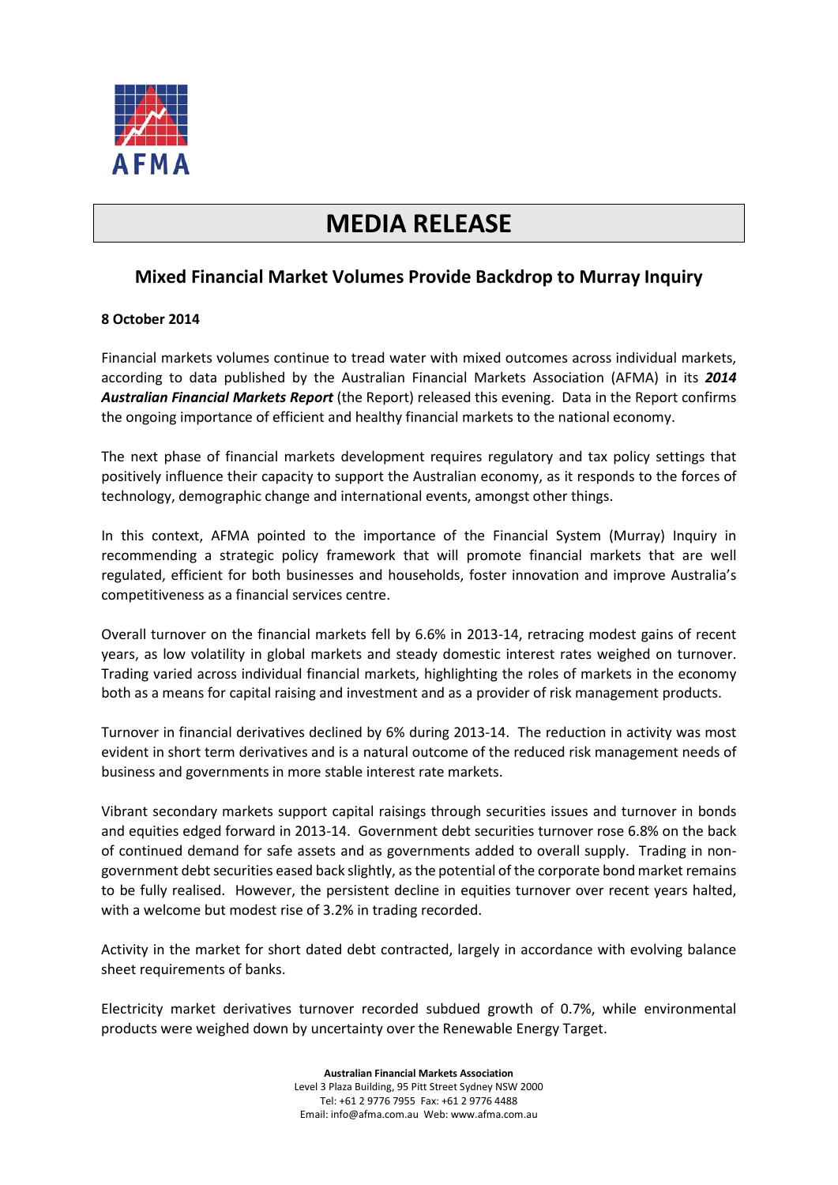AFMA

# MEDIA RELEASE

## Mixed Financial Market Volumes Provide Backdrop to Murray Inquiry

**8 October 2014**

Financial markets volumes continue to tread water with mixed outcomes across individual markets, according to data published by the Australian Financial Markets Association (AFMA) in its ***2014 Australian Financial Markets Report*** (the Report) released this evening. Data in the Report confirms the ongoing importance of efficient and healthy financial markets to the national economy.

The next phase of financial markets development requires regulatory and tax policy settings that positively influence their capacity to support the Australian economy, as it responds to the forces of technology, demographic change and international events, amongst other things.

In this context, AFMA pointed to the importance of the Financial System (Murray) Inquiry in recommending a strategic policy framework that will promote financial markets that are well regulated, efficient for both businesses and households, foster innovation and improve Australia's competitiveness as a financial services centre.

Overall turnover on the financial markets fell by 6.6% in 2013-14, retracing modest gains of recent years, as low volatility in global markets and steady domestic interest rates weighed on turnover. Trading varied across individual financial markets, highlighting the roles of markets in the economy both as a means for capital raising and investment and as a provider of risk management products.

Turnover in financial derivatives declined by 6% during 2013-14. The reduction in activity was most evident in short term derivatives and is a natural outcome of the reduced risk management needs of business and governments in more stable interest rate markets.

Vibrant secondary markets support capital raisings through securities issues and turnover in bonds and equities edged forward in 2013-14. Government debt securities turnover rose 6.8% on the back of continued demand for safe assets and as governments added to overall supply. Trading in non-government debt securities eased back slightly, as the potential of the corporate bond market remains to be fully realised. However, the persistent decline in equities turnover over recent years halted, with a welcome but modest rise of 3.2% in trading recorded.

Activity in the market for short dated debt contracted, largely in accordance with evolving balance sheet requirements of banks.

Electricity market derivatives turnover recorded subdued growth of 0.7%, while environmental products were weighed down by uncertainty over the Renewable Energy Target.

**Australian Financial Markets Association**
Level 3 Plaza Building, 95 Pitt Street Sydney NSW 2000
Tel: +61 2 9776 7955 Fax: +61 2 9776 4488
Email: info@afma.com.au Web: www.afma.com.au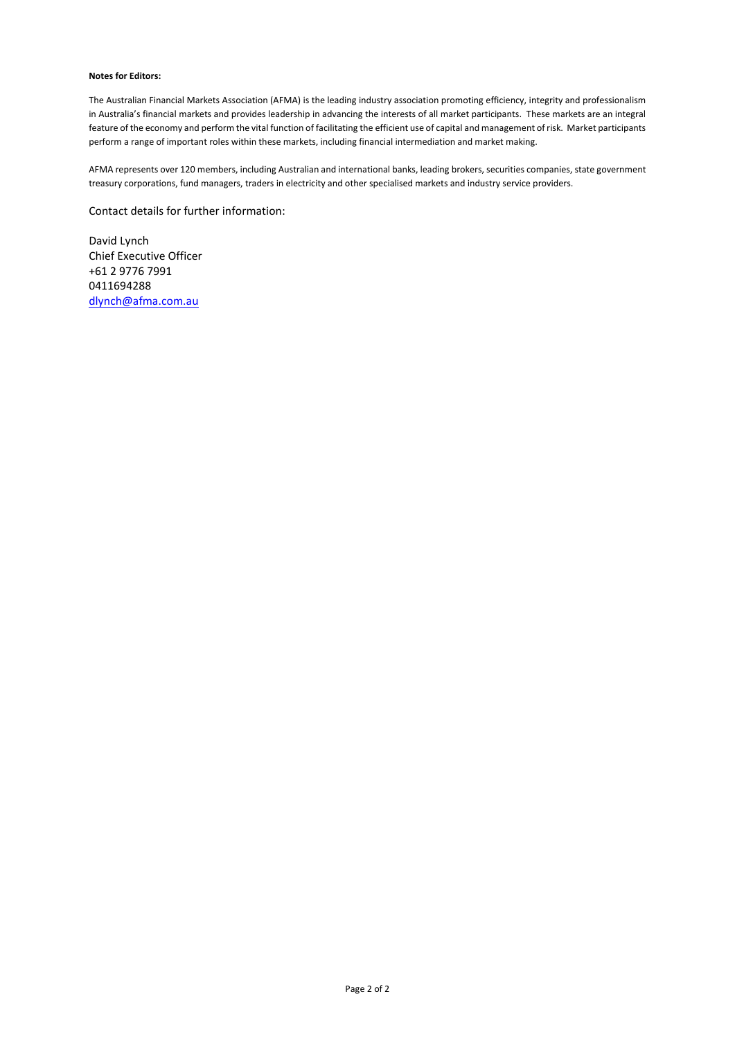**Notes for Editors:**

The Australian Financial Markets Association (AFMA) is the leading industry association promoting efficiency, integrity and professionalism in Australia's financial markets and provides leadership in advancing the interests of all market participants. These markets are an integral feature of the economy and perform the vital function of facilitating the efficient use of capital and management of risk. Market participants perform a range of important roles within these markets, including financial intermediation and market making.

AFMA represents over 120 members, including Australian and international banks, leading brokers, securities companies, state government treasury corporations, fund managers, traders in electricity and other specialised markets and industry service providers.

Contact details for further information:

David Lynch
Chief Executive Officer
+61 2 9776 7991
0411694288
dlynch@afma.com.au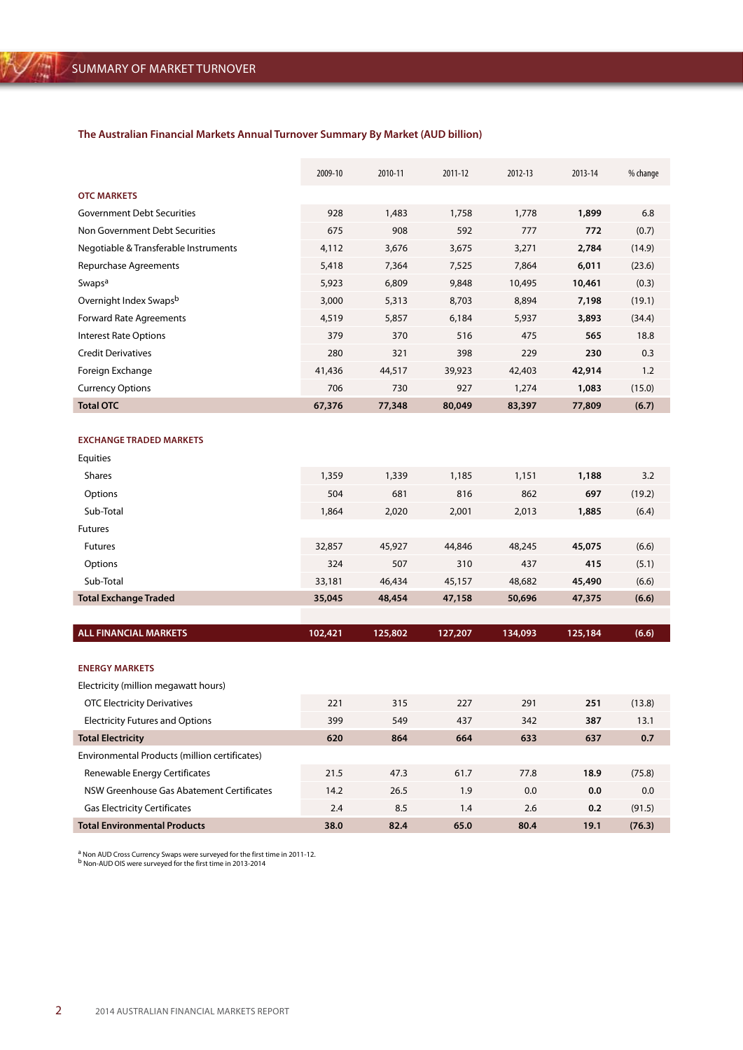## SUMMARY OF MARKET TURNOVER

### The Australian Financial Markets Annual Turnover Summary By Market (AUD billion)

| | 2009-10 | 2010-11 | 2011-12 | 2012-13 | 2013-14 | % change |
|---|---|---|---|---|---|---|
| **OTC MARKETS** | | | | | | |
| Government Debt Securities | 928 | 1,483 | 1,758 | 1,778 | **1,899** | 6.8 |
| Non Government Debt Securities | 675 | 908 | 592 | 777 | **772** | (0.7) |
| Negotiable & Transferable Instruments | 4,112 | 3,676 | 3,675 | 3,271 | **2,784** | (14.9) |
| Repurchase Agreements | 5,418 | 7,364 | 7,525 | 7,864 | **6,011** | (23.6) |
| Swaps[a] | 5,923 | 6,809 | 9,848 | 10,495 | **10,461** | (0.3) |
| Overnight Index Swaps[b] | 3,000 | 5,313 | 8,703 | 8,894 | **7,198** | (19.1) |
| Forward Rate Agreements | 4,519 | 5,857 | 6,184 | 5,937 | **3,893** | (34.4) |
| Interest Rate Options | 379 | 370 | 516 | 475 | **565** | 18.8 |
| Credit Derivatives | 280 | 321 | 398 | 229 | **230** | 0.3 |
| Foreign Exchange | 41,436 | 44,517 | 39,923 | 42,403 | **42,914** | 1.2 |
| Currency Options | 706 | 730 | 927 | 1,274 | **1,083** | (15.0) |
| **Total OTC** | **67,376** | **77,348** | **80,049** | **83,397** | **77,809** | **(6.7)** |
| **EXCHANGE TRADED MARKETS** | | | | | | |
| Equities | | | | | | |
| Shares | 1,359 | 1,339 | 1,185 | 1,151 | **1,188** | 3.2 |
| Options | 504 | 681 | 816 | 862 | **697** | (19.2) |
| Sub-Total | 1,864 | 2,020 | 2,001 | 2,013 | **1,885** | (6.4) |
| Futures | | | | | | |
| Futures | 32,857 | 45,927 | 44,846 | 48,245 | **45,075** | (6.6) |
| Options | 324 | 507 | 310 | 437 | **415** | (5.1) |
| Sub-Total | 33,181 | 46,434 | 45,157 | 48,682 | **45,490** | (6.6) |
| **Total Exchange Traded** | **35,045** | **48,454** | **47,158** | **50,696** | **47,375** | **(6.6)** |
| **ALL FINANCIAL MARKETS** | **102,421** | **125,802** | **127,207** | **134,093** | **125,184** | **(6.6)** |
| **ENERGY MARKETS** | | | | | | |
| Electricity (million megawatt hours) | | | | | | |
| OTC Electricity Derivatives | 221 | 315 | 227 | 291 | **251** | (13.8) |
| Electricity Futures and Options | 399 | 549 | 437 | 342 | **387** | 13.1 |
| **Total Electricity** | **620** | **864** | **664** | **633** | **637** | **0.7** |
| Environmental Products (million certificates) | | | | | | |
| Renewable Energy Certificates | 21.5 | 47.3 | 61.7 | 77.8 | **18.9** | (75.8) |
| NSW Greenhouse Gas Abatement Certificates | 14.2 | 26.5 | 1.9 | 0.0 | **0.0** | 0.0 |
| Gas Electricity Certificates | 2.4 | 8.5 | 1.4 | 2.6 | **0.2** | (91.5) |
| **Total Environmental Products** | **38.0** | **82.4** | **65.0** | **80.4** | **19.1** | **(76.3)** |

[a] Non AUD Cross Currency Swaps were surveyed for the first time in 2011-12.
[b] Non-AUD OIS were surveyed for the first time in 2013-2014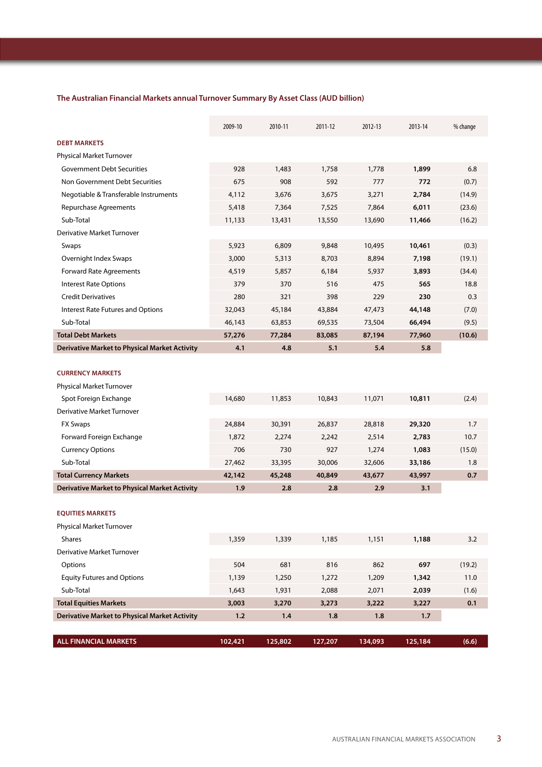### The Australian Financial Markets annual Turnover Summary By Asset Class (AUD billion)

| | 2009-10 | 2010-11 | 2011-12 | 2012-13 | 2013-14 | % change |
|---|---|---|---|---|---|---|
| **DEBT MARKETS** | | | | | | |
| Physical Market Turnover | | | | | | |
| Government Debt Securities | 928 | 1,483 | 1,758 | 1,778 | **1,899** | 6.8 |
| Non Government Debt Securities | 675 | 908 | 592 | 777 | **772** | (0.7) |
| Negotiable & Transferable Instruments | 4,112 | 3,676 | 3,675 | 3,271 | **2,784** | (14.9) |
| Repurchase Agreements | 5,418 | 7,364 | 7,525 | 7,864 | **6,011** | (23.6) |
| Sub-Total | 11,133 | 13,431 | 13,550 | 13,690 | **11,466** | (16.2) |
| Derivative Market Turnover | | | | | | |
| Swaps | 5,923 | 6,809 | 9,848 | 10,495 | **10,461** | (0.3) |
| Overnight Index Swaps | 3,000 | 5,313 | 8,703 | 8,894 | **7,198** | (19.1) |
| Forward Rate Agreements | 4,519 | 5,857 | 6,184 | 5,937 | **3,893** | (34.4) |
| Interest Rate Options | 379 | 370 | 516 | 475 | **565** | 18.8 |
| Credit Derivatives | 280 | 321 | 398 | 229 | **230** | 0.3 |
| Interest Rate Futures and Options | 32,043 | 45,184 | 43,884 | 47,473 | **44,148** | (7.0) |
| Sub-Total | 46,143 | 63,853 | 69,535 | 73,504 | **66,494** | (9.5) |
| **Total Debt Markets** | **57,276** | **77,284** | **83,085** | **87,194** | **77,960** | **(10.6)** |
| **Derivative Market to Physical Market Activity** | **4.1** | **4.8** | **5.1** | **5.4** | **5.8** | |
| **CURRENCY MARKETS** | | | | | | |
| Physical Market Turnover | | | | | | |
| Spot Foreign Exchange | 14,680 | 11,853 | 10,843 | 11,071 | **10,811** | (2.4) |
| Derivative Market Turnover | | | | | | |
| FX Swaps | 24,884 | 30,391 | 26,837 | 28,818 | **29,320** | 1.7 |
| Forward Foreign Exchange | 1,872 | 2,274 | 2,242 | 2,514 | **2,783** | 10.7 |
| Currency Options | 706 | 730 | 927 | 1,274 | **1,083** | (15.0) |
| Sub-Total | 27,462 | 33,395 | 30,006 | 32,606 | **33,186** | 1.8 |
| **Total Currency Markets** | **42,142** | **45,248** | **40,849** | **43,677** | **43,997** | **0.7** |
| **Derivative Market to Physical Market Activity** | **1.9** | **2.8** | **2.8** | **2.9** | **3.1** | |
| **EQUITIES MARKETS** | | | | | | |
| Physical Market Turnover | | | | | | |
| Shares | 1,359 | 1,339 | 1,185 | 1,151 | **1,188** | 3.2 |
| Derivative Market Turnover | | | | | | |
| Options | 504 | 681 | 816 | 862 | **697** | (19.2) |
| Equity Futures and Options | 1,139 | 1,250 | 1,272 | 1,209 | **1,342** | 11.0 |
| Sub-Total | 1,643 | 1,931 | 2,088 | 2,071 | **2,039** | (1.6) |
| **Total Equities Markets** | **3,003** | **3,270** | **3,273** | **3,222** | **3,227** | **0.1** |
| **Derivative Market to Physical Market Activity** | **1.2** | **1.4** | **1.8** | **1.8** | **1.7** | |
| **ALL FINANCIAL MARKETS** | **102,421** | **125,802** | **127,207** | **134,093** | **125,184** | **(6.6)** |